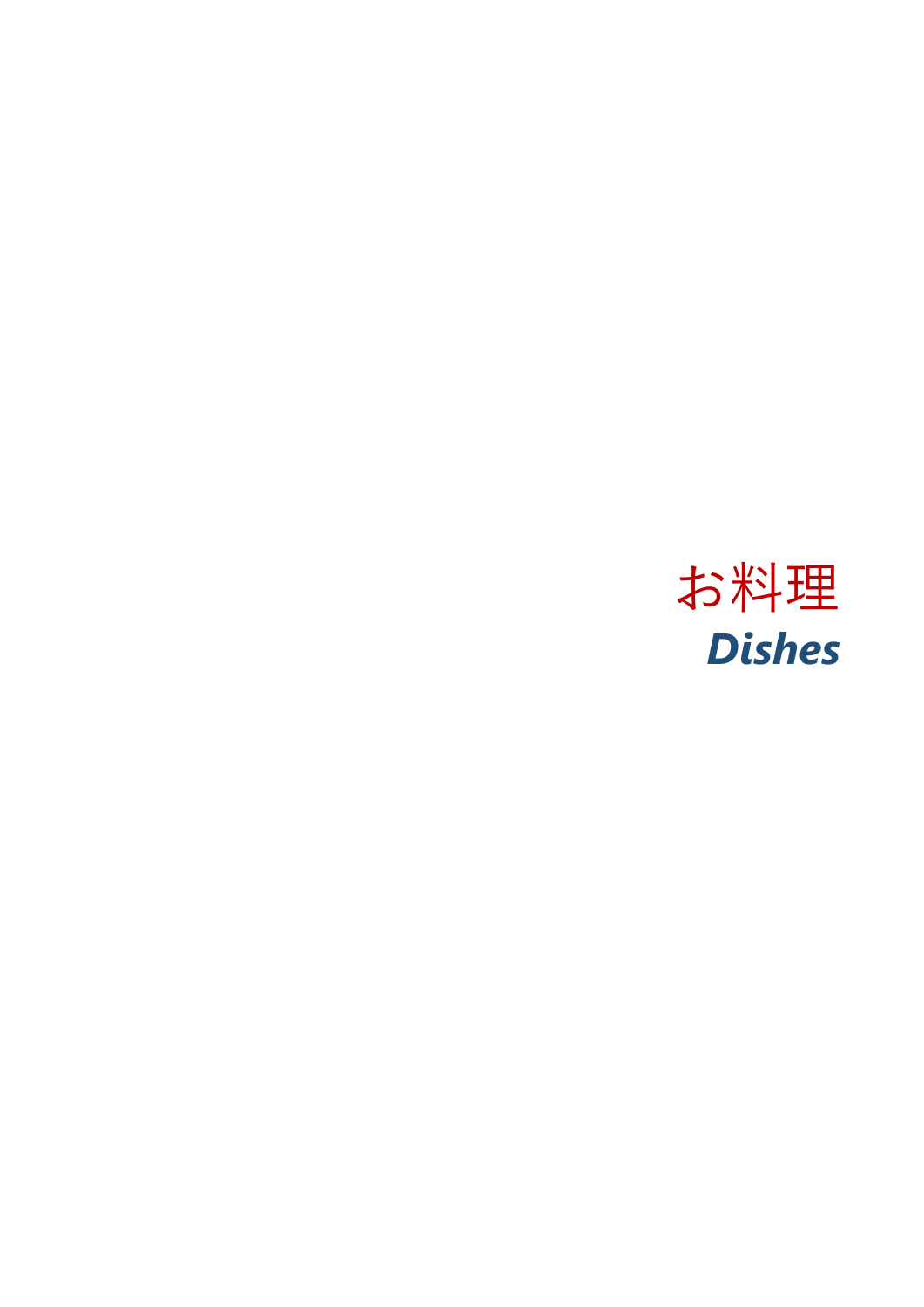# お料理

## *Dishes*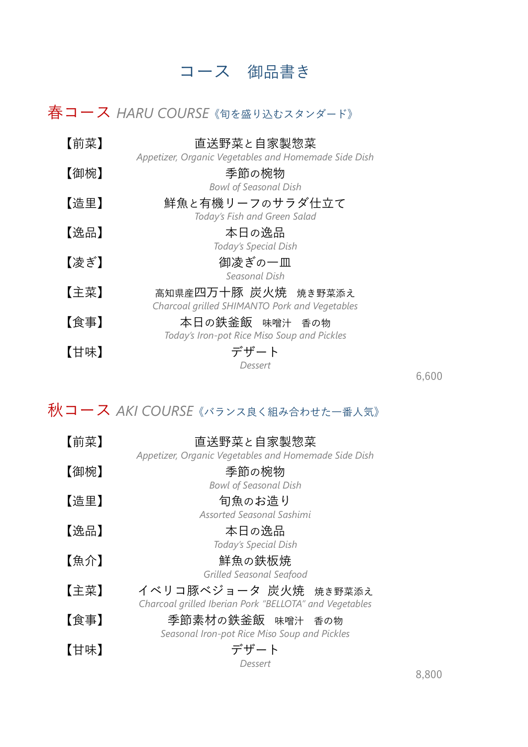# コース　御品書き

## 春コース *HARU COURSE*《旬を盛り込むスタンダード》

【前菜】　直送野菜と自家製惣菜
*Appetizer, Organic Vegetables and Homemade Side Dish*

【御椀】　季節の椀物
*Bowl of Seasonal Dish*

【造里】　鮮魚と有機リーフのサラダ仕立て
*Today's Fish and Green Salad*

【逸品】　本日の逸品
*Today's Special Dish*

【凌ぎ】　御凌ぎの一皿
*Seasonal Dish*

【主菜】　高知県産四万十豚　炭火焼　焼き野菜添え
*Charcoal grilled SHIMANTO Pork and Vegetables*

【食事】　本日の鉄釜飯　味噌汁　香の物
*Today's Iron-pot Rice Miso Soup and Pickles*

【甘味】　デザート
*Dessert*

6,600

## 秋コース *AKI COURSE*《バランス良く組み合わせた一番人気》

【前菜】　直送野菜と自家製惣菜
*Appetizer, Organic Vegetables and Homemade Side Dish*

【御椀】　季節の椀物
*Bowl of Seasonal Dish*

【造里】　旬魚のお造り
*Assorted Seasonal Sashimi*

【逸品】　本日の逸品
*Today's Special Dish*

【魚介】　鮮魚の鉄板焼
*Grilled Seasonal Seafood*

【主菜】　イベリコ豚ベジョータ　炭火焼　焼き野菜添え
*Charcoal grilled Iberian Pork "BELLOTA" and Vegetables*

【食事】　季節素材の鉄釜飯　味噌汁　香の物
*Seasonal Iron-pot Rice Miso Soup and Pickles*

【甘味】　デザート
*Dessert*

8,800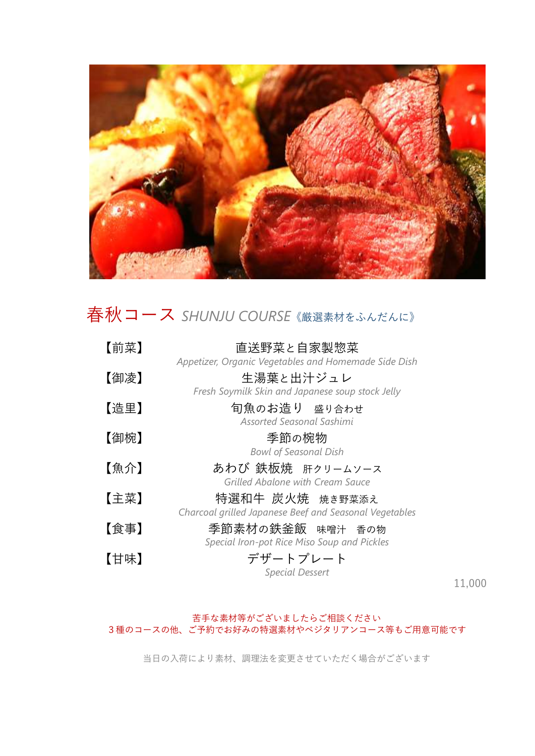## 春秋コース *SHUNJU COURSE* 《厳選素材をふんだんに》

【前菜】 直送野菜と自家製惣菜
*Appetizer, Organic Vegetables and Homemade Side Dish*

【御凌】 生湯葉と出汁ジュレ
*Fresh Soymilk Skin and Japanese soup stock Jelly*

【造里】 旬魚のお造り　盛り合わせ
*Assorted Seasonal Sashimi*

【御椀】 季節の椀物
*Bowl of Seasonal Dish*

【魚介】 あわび 鉄板焼　肝クリームソース
*Grilled Abalone with Cream Sauce*

【主菜】 特選和牛　炭火焼　焼き野菜添え
*Charcoal grilled Japanese Beef and Seasonal Vegetables*

【食事】 季節素材の鉄釜飯　味噌汁　香の物
*Special Iron-pot Rice Miso Soup and Pickles*

【甘味】 デザートプレート
*Special Dessert*

11,000

苦手な素材等がございましたらご相談ください
３種のコースの他、ご予約でお好みの特選素材やベジタリアンコース等もご用意可能です

当日の入荷により素材、調理法を変更させていただく場合がございます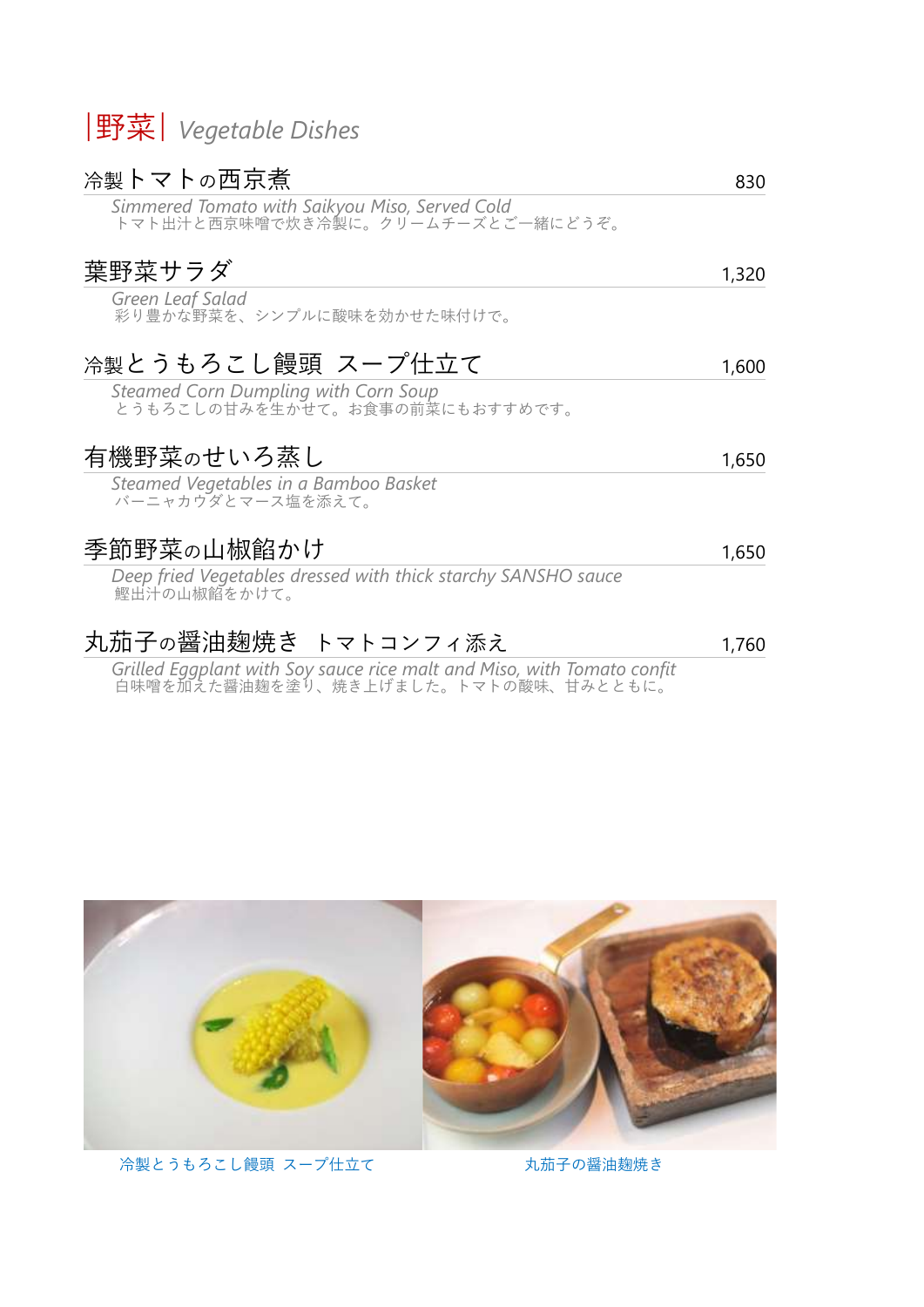# |野菜| *Vegetable Dishes*

### 冷製トマトの西京煮 830

*Simmered Tomato with Saikyou Miso, Served Cold*
トマト出汁と西京味噌で炊き冷製に。クリームチーズとご一緒にどうぞ。

### 葉野菜サラダ 1,320

*Green Leaf Salad*
彩り豊かな野菜を、シンプルに酸味を効かせた味付けで。

### 冷製とうもろこし饅頭 スープ仕立て 1,600

*Steamed Corn Dumpling with Corn Soup*
とうもろこしの甘みを生かせて。お食事の前菜にもおすすめです。

### 有機野菜のせいろ蒸し 1,650

*Steamed Vegetables in a Bamboo Basket*
バーニャカウダとマース塩を添えて。

### 季節野菜の山椒餡かけ 1,650

*Deep fried Vegetables dressed with thick starchy SANSHO sauce*
鰹出汁の山椒餡をかけて。

### 丸茄子の醤油麹焼き トマトコンフィ添え 1,760

*Grilled Eggplant with Soy sauce rice malt and Miso, with Tomato confit*
白味噌を加えた醤油麹を塗り、焼き上げました。トマトの酸味、甘みとともに。

冷製とうもろこし饅頭 スープ仕立て

丸茄子の醤油麹焼き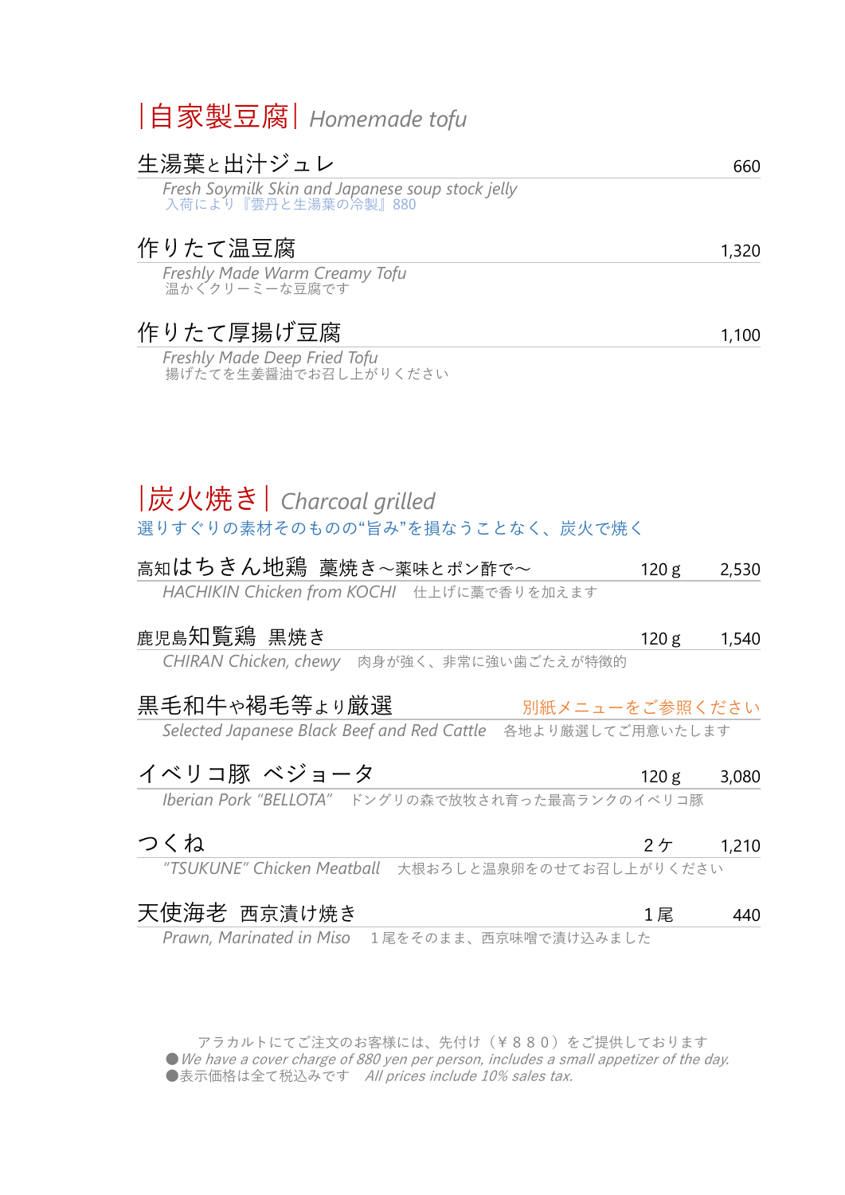# |自家製豆腐| *Homemade tofu*

**生湯葉と出汁ジュレ** 660
*Fresh Soymilk Skin and Japanese soup stock jelly*
入荷により『雲丹と生湯葉の冷製』880

**作りたて温豆腐** 1,320
*Freshly Made Warm Creamy Tofu*
温かくクリーミーな豆腐です

**作りたて厚揚げ豆腐** 1,100
*Freshly Made Deep Fried Tofu*
揚げたてを生姜醤油でお召し上がりください

# |炭火焼き| *Charcoal grilled*

選りすぐりの素材そのものの"旨み"を損なうことなく、炭火で焼く

**高知はちきん地鶏 藁焼き～薬味とポン酢で～** 120 g 2,530
*HACHIKIN Chicken from KOCHI* 仕上げに藁で香りを加えます

**鹿児島知覧鶏 黒焼き** 120 g 1,540
*CHIRAN Chicken, chewy* 肉身が強く、非常に強い歯ごたえが特徴的

**黒毛和牛ゃ褐毛等ょり厳選** 別紙メニューをご参照ください
*Selected Japanese Black Beef and Red Cattle* 各地より厳選してご用意いたします

**イベリコ豚 ベジョータ** 120 g 3,080
*Iberian Pork "BELLOTA"* ドングリの森で放牧され育った最高ランクのイベリコ豚

**つくね** 2ケ 1,210
*"TSUKUNE" Chicken Meatball* 大根おろしと温泉卵をのせてお召し上がりください

**天使海老 西京漬け焼き** 1尾 440
*Prawn, Marinated in Miso* １尾をそのまま、西京味噌で漬け込みました

アラカルトにてご注文のお客様には、先付け（￥８８０）をご提供しております
●*We have a cover charge of 880 yen per person, includes a small appetizer of the day.*
●表示価格は全て税込みです *All prices include 10% sales tax.*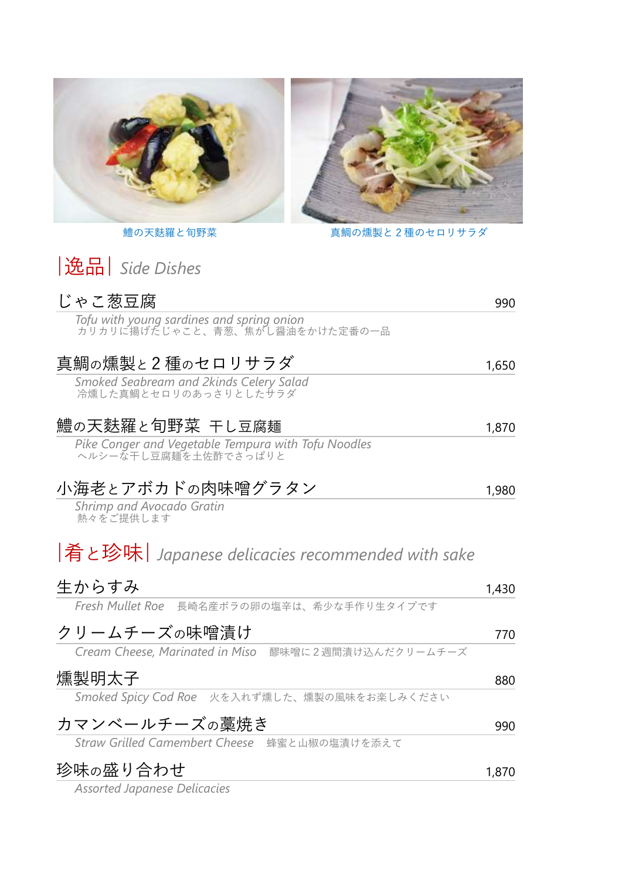鱧の天麩羅と旬野菜　　真鯛の燻製と２種のセロリサラダ

## |逸品| Side Dishes

### じゃこ葱豆腐　990
*Tofu with young sardines and spring onion*
カリカリに揚げたじゃこと、青葱、焦がし醤油をかけた定番の一品

### 真鯛の燻製と２種のセロリサラダ　1,650
*Smoked Seabream and 2kinds Celery Salad*
冷燻した真鯛とセロリのあっさりとしたサラダ

### 鱧の天麩羅と旬野菜　干し豆腐麺　1,870
*Pike Conger and Vegetable Tempura with Tofu Noodles*
ヘルシーな干し豆腐麺を土佐酢でさっぱりと

### 小海老とアボカドの肉味噌グラタン　1,980
*Shrimp and Avocado Gratin*
熱々をご提供します

## |肴と珍味| Japanese delicacies recommended with sake

### 生からすみ　1,430
*Fresh Mullet Roe*　長崎名産ボラの卵の塩辛は、希少な手作り生タイプです

### クリームチーズの味噌漬け　770
*Cream Cheese, Marinated in Miso*　醪味噌に２週間漬け込んだクリームチーズ

### 燻製明太子　880
*Smoked Spicy Cod Roe*　火を入れず燻した、燻製の風味をお楽しみください

### カマンベールチーズの藁焼き　990
*Straw Grilled Camembert Cheese*　蜂蜜と山椒の塩漬けを添えて

### 珍味の盛り合わせ　1,870
*Assorted Japanese Delicacies*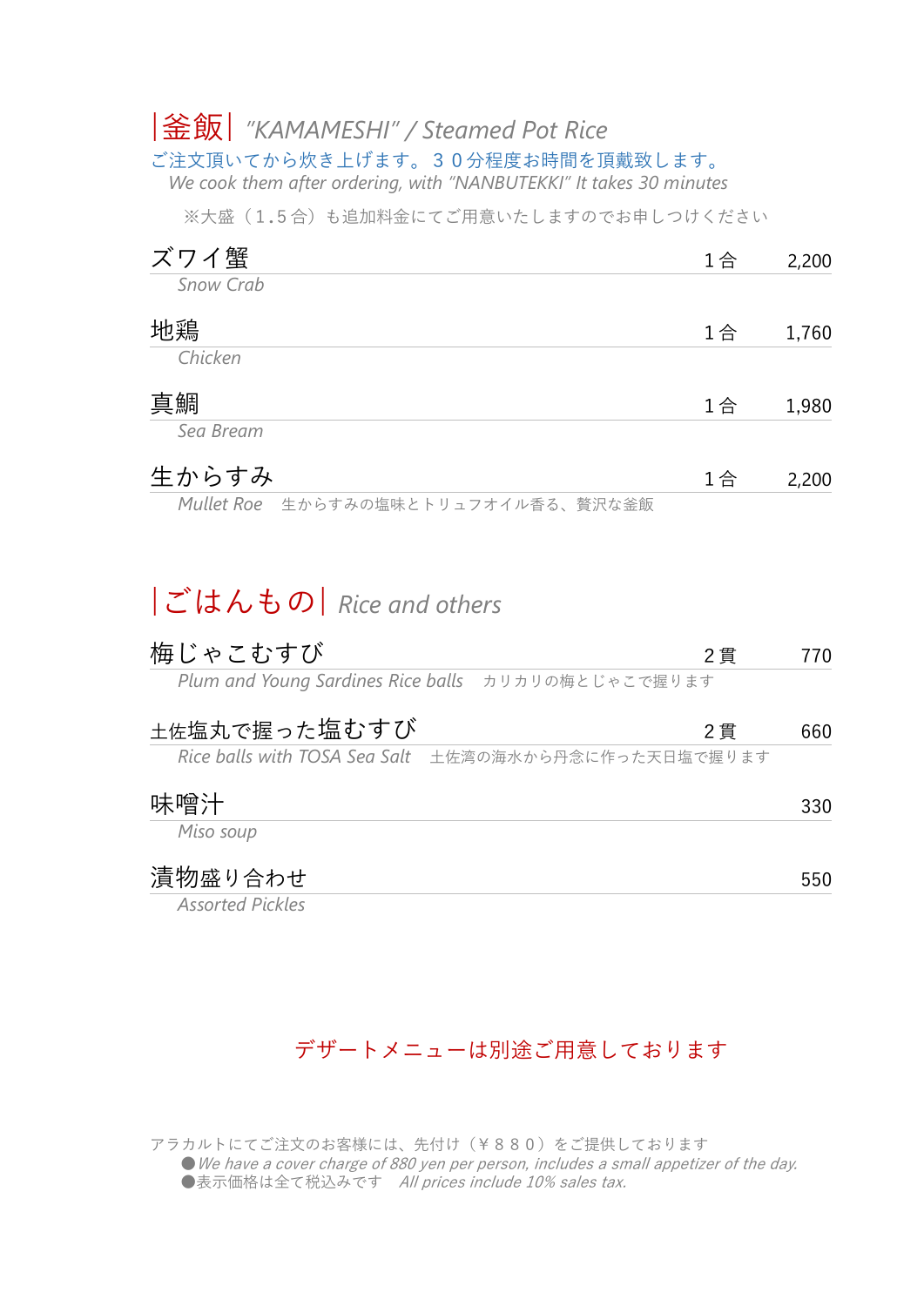## |釜飯| *"KAMAMESHI" / Steamed Pot Rice*

ご注文頂いてから炊き上げます。３０分程度お時間を頂戴致します。

*We cook them after ordering, with "NANBUTEKKI" It takes 30 minutes*

※大盛（1.5合）も追加料金にてご用意いたしますのでお申しつけください

| | | |
|---|---|---|
| ズワイ蟹<br>*Snow Crab* | 1合 | 2,200 |
| 地鶏<br>*Chicken* | 1合 | 1,760 |
| 真鯛<br>*Sea Bream* | 1合 | 1,980 |
| 生からすみ<br>*Mullet Roe*　生からすみの塩味とトリュフオイル香る、贅沢な釜飯 | 1合 | 2,200 |

## |ごはんもの| *Rice and others*

| | | |
|---|---|---|
| 梅じゃこむすび<br>*Plum and Young Sardines Rice balls*　カリカリの梅とじゃこで握ります | 2貫 | 770 |
| 土佐塩丸で握った塩むすび<br>*Rice balls with TOSA Sea Salt*　土佐湾の海水から丹念に作った天日塩で握ります | 2貫 | 660 |
| 味噌汁<br>*Miso soup* | | 330 |
| 漬物盛り合わせ<br>*Assorted Pickles* | | 550 |

デザートメニューは別途ご用意しております

アラカルトにてご注文のお客様には、先付け（￥８８０）をご提供しております

●*We have a cover charge of 880 yen per person, includes a small appetizer of the day.*

●表示価格は全て税込みです　*All prices include 10% sales tax.*